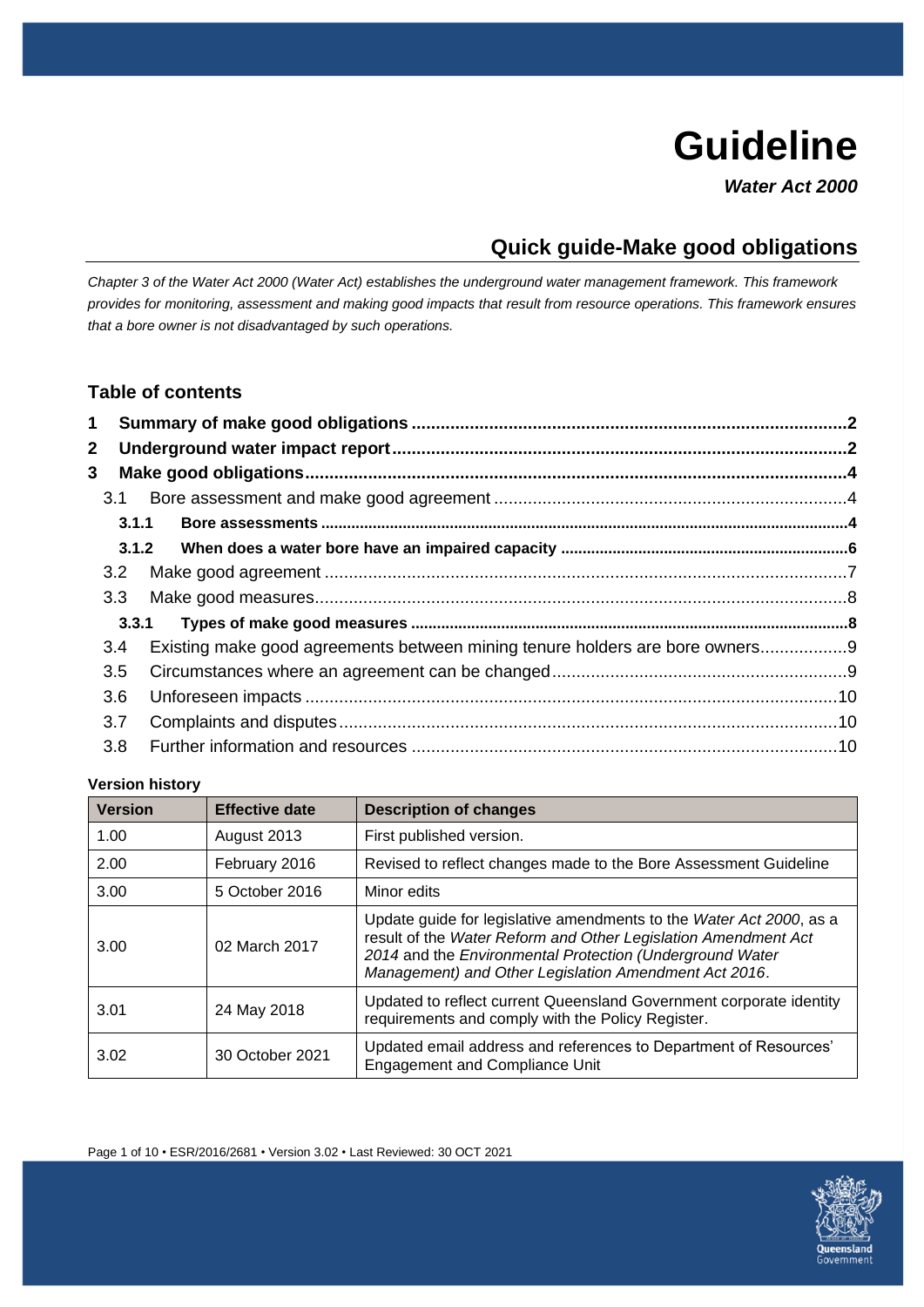# Guideline

***Water Act 2000***

## Quick guide-Make good obligations

*Chapter 3 of the Water Act 2000 (Water Act) establishes the underground water management framework. This framework provides for monitoring, assessment and making good impacts that result from resource operations. This framework ensures that a bore owner is not disadvantaged by such operations.*

### Table of contents

**1 Summary of make good obligations ....... 2**
**2 Underground water impact report ....... 2**
**3 Make good obligations ....... 4**
- 3.1 Bore assessment and make good agreement ....... 4
  - **3.1.1 Bore assessments ....... 4**
  - **3.1.2 When does a water bore have an impaired capacity ....... 6**
- 3.2 Make good agreement ....... 7
- 3.3 Make good measures ....... 8
  - **3.3.1 Types of make good measures ....... 8**
- 3.4 Existing make good agreements between mining tenure holders are bore owners ....... 9
- 3.5 Circumstances where an agreement can be changed ....... 9
- 3.6 Unforeseen impacts ....... 10
- 3.7 Complaints and disputes ....... 10
- 3.8 Further information and resources ....... 10

**Version history**

| Version | Effective date | Description of changes |
|---|---|---|
| 1.00 | August 2013 | First published version. |
| 2.00 | February 2016 | Revised to reflect changes made to the Bore Assessment Guideline |
| 3.00 | 5 October 2016 | Minor edits |
| 3.00 | 02 March 2017 | Update guide for legislative amendments to the *Water Act 2000*, as a result of the *Water Reform and Other Legislation Amendment Act 2014* and the *Environmental Protection (Underground Water Management) and Other Legislation Amendment Act 2016*. |
| 3.01 | 24 May 2018 | Updated to reflect current Queensland Government corporate identity requirements and comply with the Policy Register. |
| 3.02 | 30 October 2021 | Updated email address and references to Department of Resources' Engagement and Compliance Unit |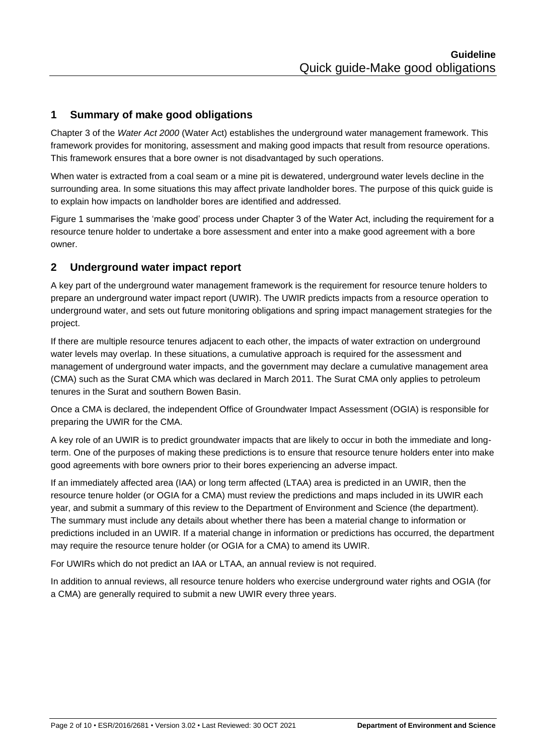## 1 Summary of make good obligations

Chapter 3 of the *Water Act 2000* (Water Act) establishes the underground water management framework. This framework provides for monitoring, assessment and making good impacts that result from resource operations. This framework ensures that a bore owner is not disadvantaged by such operations.

When water is extracted from a coal seam or a mine pit is dewatered, underground water levels decline in the surrounding area. In some situations this may affect private landholder bores. The purpose of this quick guide is to explain how impacts on landholder bores are identified and addressed.

Figure 1 summarises the 'make good' process under Chapter 3 of the Water Act, including the requirement for a resource tenure holder to undertake a bore assessment and enter into a make good agreement with a bore owner.

## 2 Underground water impact report

A key part of the underground water management framework is the requirement for resource tenure holders to prepare an underground water impact report (UWIR). The UWIR predicts impacts from a resource operation to underground water, and sets out future monitoring obligations and spring impact management strategies for the project.

If there are multiple resource tenures adjacent to each other, the impacts of water extraction on underground water levels may overlap. In these situations, a cumulative approach is required for the assessment and management of underground water impacts, and the government may declare a cumulative management area (CMA) such as the Surat CMA which was declared in March 2011. The Surat CMA only applies to petroleum tenures in the Surat and southern Bowen Basin.

Once a CMA is declared, the independent Office of Groundwater Impact Assessment (OGIA) is responsible for preparing the UWIR for the CMA.

A key role of an UWIR is to predict groundwater impacts that are likely to occur in both the immediate and long-term. One of the purposes of making these predictions is to ensure that resource tenure holders enter into make good agreements with bore owners prior to their bores experiencing an adverse impact.

If an immediately affected area (IAA) or long term affected (LTAA) area is predicted in an UWIR, then the resource tenure holder (or OGIA for a CMA) must review the predictions and maps included in its UWIR each year, and submit a summary of this review to the Department of Environment and Science (the department). The summary must include any details about whether there has been a material change to information or predictions included in an UWIR. If a material change in information or predictions has occurred, the department may require the resource tenure holder (or OGIA for a CMA) to amend its UWIR.

For UWIRs which do not predict an IAA or LTAA, an annual review is not required.

In addition to annual reviews, all resource tenure holders who exercise underground water rights and OGIA (for a CMA) are generally required to submit a new UWIR every three years.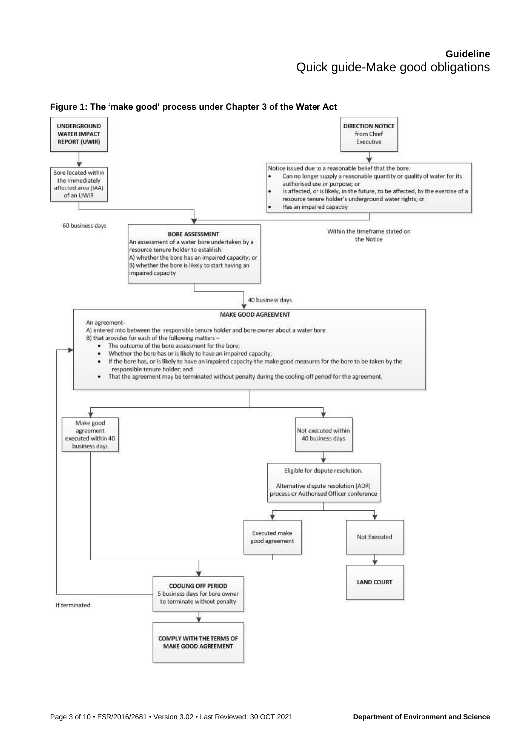**Figure 1: The 'make good' process under Chapter 3 of the Water Act**

**UNDERGROUND WATER IMPACT REPORT (UWIR)**

Bore located within the Immediately affected area (IAA) of an UWIR

60 business days

**DIRECTION NOTICE** from Chief Executive

Notice issued due to a reasonable belief that the bore:

- Can no longer supply a reasonable quantity or quality of water for its authorised use or purpose; or
- Is affected, or is likely, in the future, to be affected, by the exercise of a resource tenure holder's underground water rights; or
- Has an impaired capactiy

Within the timeframe stated on the Notice

**BORE ASSESSMENT**

An assessment of a water bore undertaken by a resource tenure holder to establish:
A) whether the bore has an impaired capacity; or
B) whether the bore is likely to start having an impaired capacity

40 business days

**MAKE GOOD AGREEMENT**

An agreement-
A) entered into between the responsible tenure holder and bore owner about a water bore
B) that provides for each of the following matters –

- The outcome of the bore assessment for the bore;
- Whether the bore has or is likely to have an impaired capacity;
- If the bore has, or is likely to have an impaired capacity-the make good measures for the bore to be taken by the responsible tenure holder; and
- That the agreement may be terminated without penalty during the cooling-off period for the agreement.

Make good agreement executed within 40 business days

Not executed within 40 business days

Eligible for dispute resolution.

Alternative dispute resolution (ADR) process or Authorised Officer conference

Executed make good agreement

Not Executed

**LAND COURT**

**COOLING OFF PERIOD**
5 business days for bore owner to terminate without penalty

If terminated

**COMPLY WITH THE TERMS OF MAKE GOOD AGREEMENT**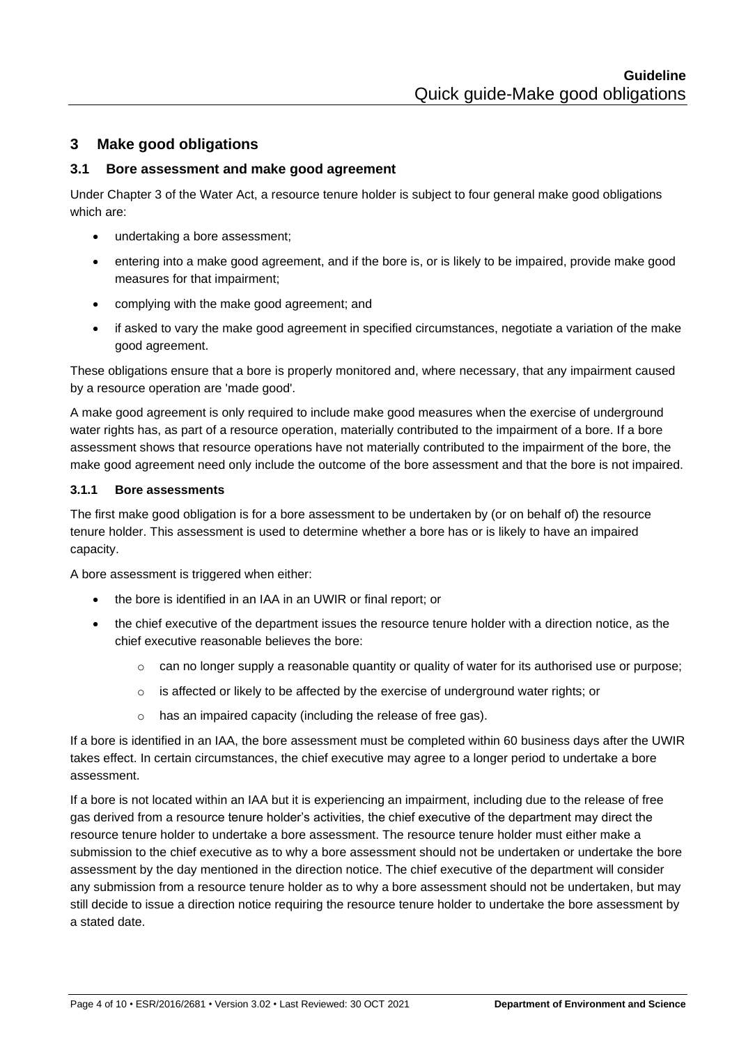## 3 Make good obligations

### 3.1 Bore assessment and make good agreement

Under Chapter 3 of the Water Act, a resource tenure holder is subject to four general make good obligations which are:

- undertaking a bore assessment;
- entering into a make good agreement, and if the bore is, or is likely to be impaired, provide make good measures for that impairment;
- complying with the make good agreement; and
- if asked to vary the make good agreement in specified circumstances, negotiate a variation of the make good agreement.

These obligations ensure that a bore is properly monitored and, where necessary, that any impairment caused by a resource operation are 'made good'.

A make good agreement is only required to include make good measures when the exercise of underground water rights has, as part of a resource operation, materially contributed to the impairment of a bore. If a bore assessment shows that resource operations have not materially contributed to the impairment of the bore, the make good agreement need only include the outcome of the bore assessment and that the bore is not impaired.

#### 3.1.1 Bore assessments

The first make good obligation is for a bore assessment to be undertaken by (or on behalf of) the resource tenure holder. This assessment is used to determine whether a bore has or is likely to have an impaired capacity.

A bore assessment is triggered when either:

- the bore is identified in an IAA in an UWIR or final report; or
- the chief executive of the department issues the resource tenure holder with a direction notice, as the chief executive reasonable believes the bore:
  - can no longer supply a reasonable quantity or quality of water for its authorised use or purpose;
  - is affected or likely to be affected by the exercise of underground water rights; or
  - has an impaired capacity (including the release of free gas).

If a bore is identified in an IAA, the bore assessment must be completed within 60 business days after the UWIR takes effect. In certain circumstances, the chief executive may agree to a longer period to undertake a bore assessment.

If a bore is not located within an IAA but it is experiencing an impairment, including due to the release of free gas derived from a resource tenure holder's activities, the chief executive of the department may direct the resource tenure holder to undertake a bore assessment. The resource tenure holder must either make a submission to the chief executive as to why a bore assessment should not be undertaken or undertake the bore assessment by the day mentioned in the direction notice. The chief executive of the department will consider any submission from a resource tenure holder as to why a bore assessment should not be undertaken, but may still decide to issue a direction notice requiring the resource tenure holder to undertake the bore assessment by a stated date.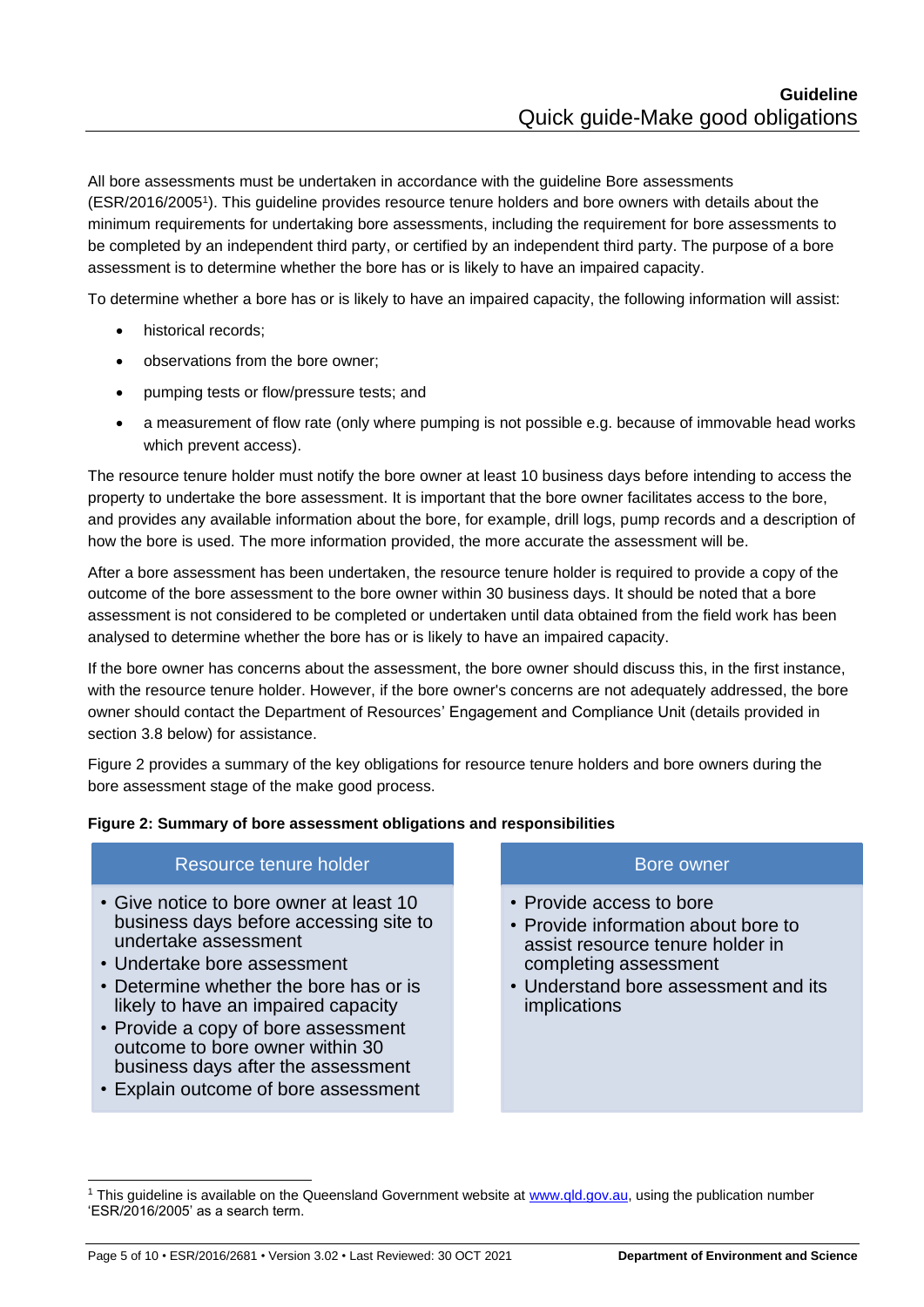All bore assessments must be undertaken in accordance with the guideline Bore assessments (ESR/2016/2005[1]). This guideline provides resource tenure holders and bore owners with details about the minimum requirements for undertaking bore assessments, including the requirement for bore assessments to be completed by an independent third party, or certified by an independent third party. The purpose of a bore assessment is to determine whether the bore has or is likely to have an impaired capacity.

To determine whether a bore has or is likely to have an impaired capacity, the following information will assist:

- historical records;
- observations from the bore owner;
- pumping tests or flow/pressure tests; and
- a measurement of flow rate (only where pumping is not possible e.g. because of immovable head works which prevent access).

The resource tenure holder must notify the bore owner at least 10 business days before intending to access the property to undertake the bore assessment. It is important that the bore owner facilitates access to the bore, and provides any available information about the bore, for example, drill logs, pump records and a description of how the bore is used. The more information provided, the more accurate the assessment will be.

After a bore assessment has been undertaken, the resource tenure holder is required to provide a copy of the outcome of the bore assessment to the bore owner within 30 business days. It should be noted that a bore assessment is not considered to be completed or undertaken until data obtained from the field work has been analysed to determine whether the bore has or is likely to have an impaired capacity.

If the bore owner has concerns about the assessment, the bore owner should discuss this, in the first instance, with the resource tenure holder. However, if the bore owner's concerns are not adequately addressed, the bore owner should contact the Department of Resources' Engagement and Compliance Unit (details provided in section 3.8 below) for assistance.

Figure 2 provides a summary of the key obligations for resource tenure holders and bore owners during the bore assessment stage of the make good process.

**Figure 2: Summary of bore assessment obligations and responsibilities**

| Resource tenure holder | Bore owner |
| --- | --- |
| • Give notice to bore owner at least 10 business days before accessing site to undertake assessment<br>• Undertake bore assessment<br>• Determine whether the bore has or is likely to have an impaired capacity<br>• Provide a copy of bore assessment outcome to bore owner within 30 business days after the assessment<br>• Explain outcome of bore assessment | • Provide access to bore<br>• Provide information about bore to assist resource tenure holder in completing assessment<br>• Understand bore assessment and its implications |

[1] This guideline is available on the Queensland Government website at www.qld.gov.au, using the publication number 'ESR/2016/2005' as a search term.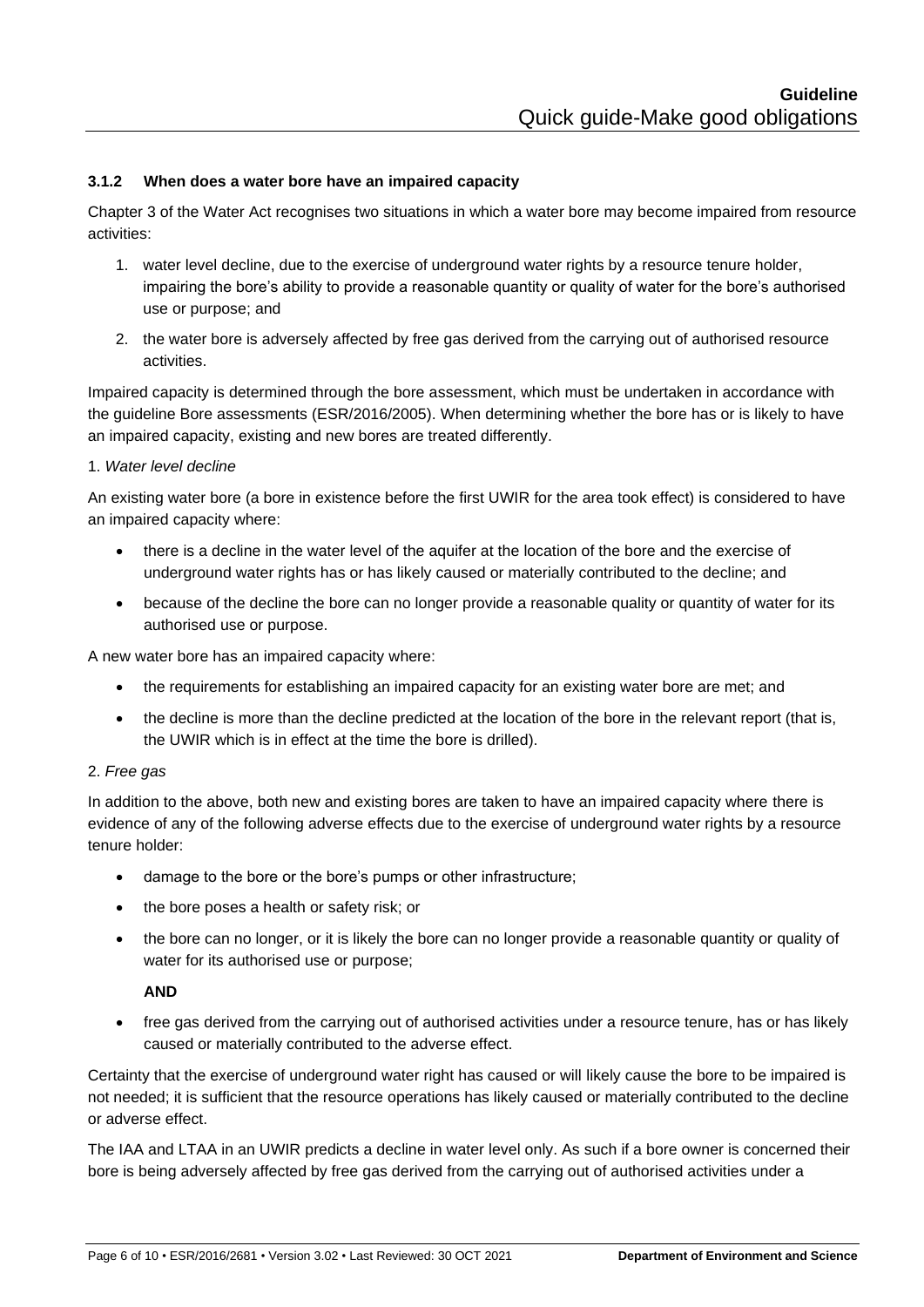### 3.1.2 When does a water bore have an impaired capacity

Chapter 3 of the Water Act recognises two situations in which a water bore may become impaired from resource activities:

1. water level decline, due to the exercise of underground water rights by a resource tenure holder, impairing the bore's ability to provide a reasonable quantity or quality of water for the bore's authorised use or purpose; and
2. the water bore is adversely affected by free gas derived from the carrying out of authorised resource activities.

Impaired capacity is determined through the bore assessment, which must be undertaken in accordance with the guideline Bore assessments (ESR/2016/2005). When determining whether the bore has or is likely to have an impaired capacity, existing and new bores are treated differently.

1. *Water level decline*

An existing water bore (a bore in existence before the first UWIR for the area took effect) is considered to have an impaired capacity where:

- there is a decline in the water level of the aquifer at the location of the bore and the exercise of underground water rights has or has likely caused or materially contributed to the decline; and
- because of the decline the bore can no longer provide a reasonable quality or quantity of water for its authorised use or purpose.

A new water bore has an impaired capacity where:

- the requirements for establishing an impaired capacity for an existing water bore are met; and
- the decline is more than the decline predicted at the location of the bore in the relevant report (that is, the UWIR which is in effect at the time the bore is drilled).

2. *Free gas*

In addition to the above, both new and existing bores are taken to have an impaired capacity where there is evidence of any of the following adverse effects due to the exercise of underground water rights by a resource tenure holder:

- damage to the bore or the bore's pumps or other infrastructure;
- the bore poses a health or safety risk; or
- the bore can no longer, or it is likely the bore can no longer provide a reasonable quantity or quality of water for its authorised use or purpose;

  **AND**

- free gas derived from the carrying out of authorised activities under a resource tenure, has or has likely caused or materially contributed to the adverse effect.

Certainty that the exercise of underground water right has caused or will likely cause the bore to be impaired is not needed; it is sufficient that the resource operations has likely caused or materially contributed to the decline or adverse effect.

The IAA and LTAA in an UWIR predicts a decline in water level only. As such if a bore owner is concerned their bore is being adversely affected by free gas derived from the carrying out of authorised activities under a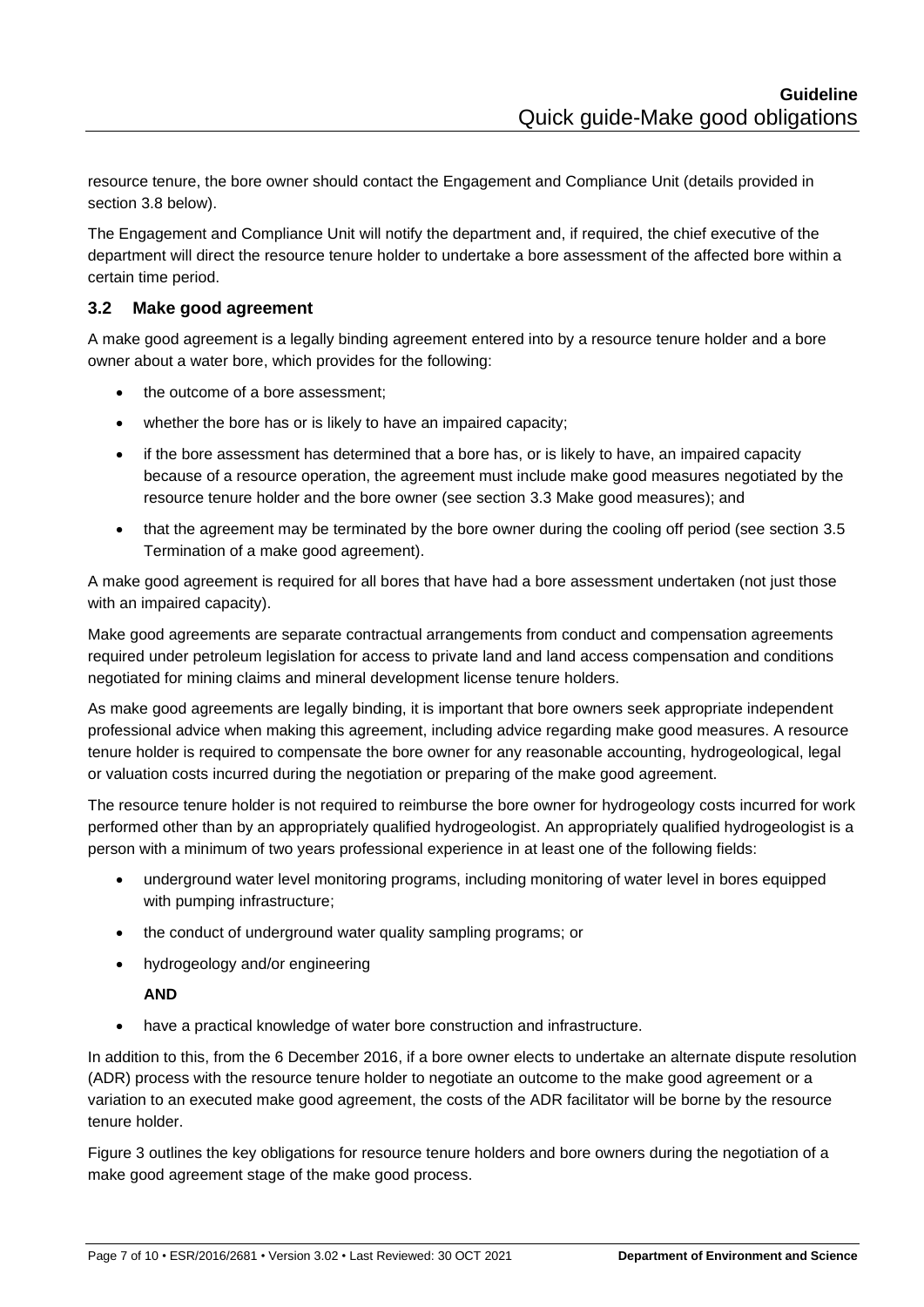resource tenure, the bore owner should contact the Engagement and Compliance Unit (details provided in section 3.8 below).

The Engagement and Compliance Unit will notify the department and, if required, the chief executive of the department will direct the resource tenure holder to undertake a bore assessment of the affected bore within a certain time period.

### 3.2 Make good agreement

A make good agreement is a legally binding agreement entered into by a resource tenure holder and a bore owner about a water bore, which provides for the following:

- the outcome of a bore assessment;
- whether the bore has or is likely to have an impaired capacity;
- if the bore assessment has determined that a bore has, or is likely to have, an impaired capacity because of a resource operation, the agreement must include make good measures negotiated by the resource tenure holder and the bore owner (see section 3.3 Make good measures); and
- that the agreement may be terminated by the bore owner during the cooling off period (see section 3.5 Termination of a make good agreement).

A make good agreement is required for all bores that have had a bore assessment undertaken (not just those with an impaired capacity).

Make good agreements are separate contractual arrangements from conduct and compensation agreements required under petroleum legislation for access to private land and land access compensation and conditions negotiated for mining claims and mineral development license tenure holders.

As make good agreements are legally binding, it is important that bore owners seek appropriate independent professional advice when making this agreement, including advice regarding make good measures. A resource tenure holder is required to compensate the bore owner for any reasonable accounting, hydrogeological, legal or valuation costs incurred during the negotiation or preparing of the make good agreement.

The resource tenure holder is not required to reimburse the bore owner for hydrogeology costs incurred for work performed other than by an appropriately qualified hydrogeologist. An appropriately qualified hydrogeologist is a person with a minimum of two years professional experience in at least one of the following fields:

- underground water level monitoring programs, including monitoring of water level in bores equipped with pumping infrastructure;
- the conduct of underground water quality sampling programs; or
- hydrogeology and/or engineering

  **AND**

- have a practical knowledge of water bore construction and infrastructure.

In addition to this, from the 6 December 2016, if a bore owner elects to undertake an alternate dispute resolution (ADR) process with the resource tenure holder to negotiate an outcome to the make good agreement or a variation to an executed make good agreement, the costs of the ADR facilitator will be borne by the resource tenure holder.

Figure 3 outlines the key obligations for resource tenure holders and bore owners during the negotiation of a make good agreement stage of the make good process.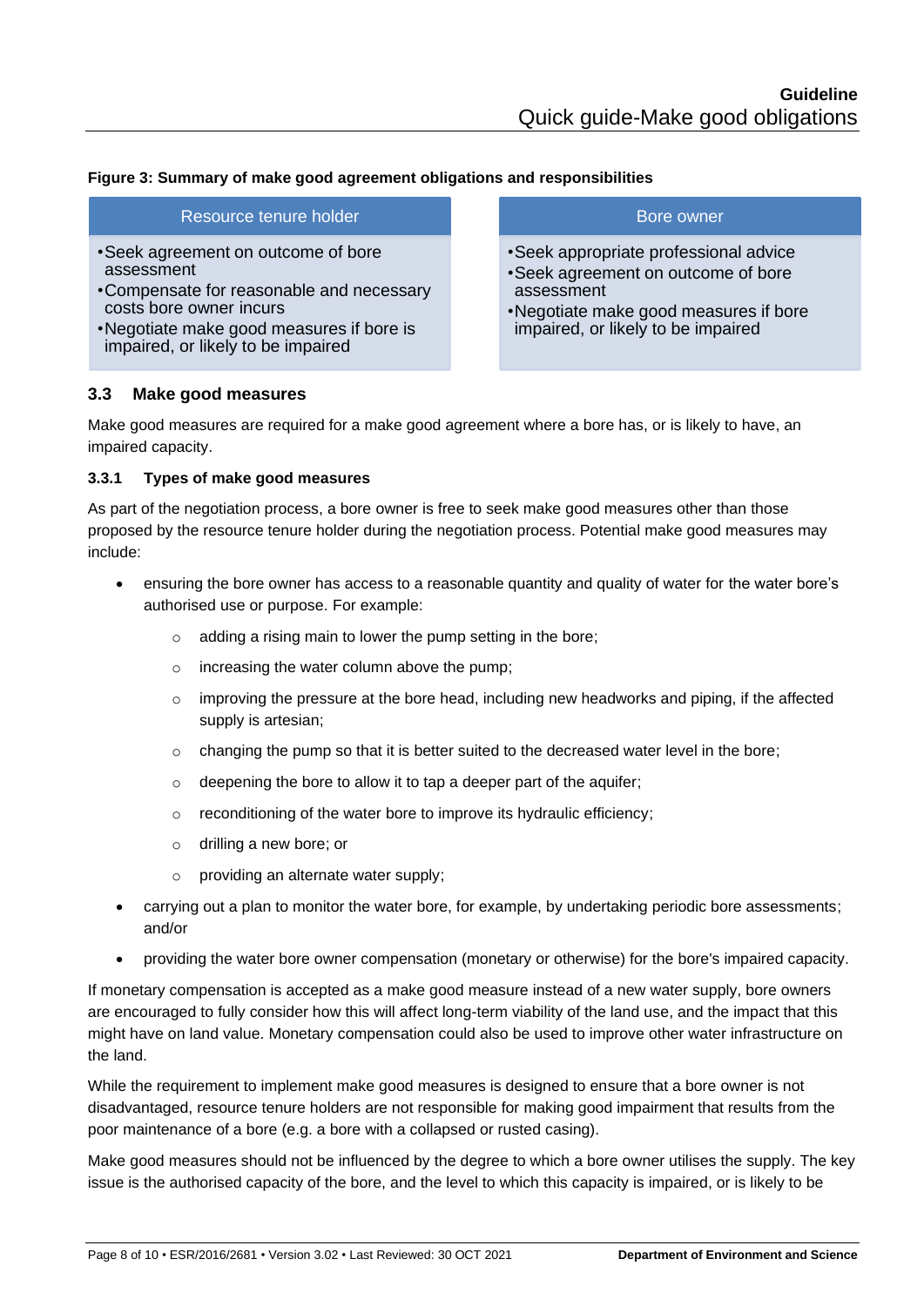**Figure 3: Summary of make good agreement obligations and responsibilities**

| Resource tenure holder | Bore owner |
|---|---|
| • Seek agreement on outcome of bore assessment<br>• Compensate for reasonable and necessary costs bore owner incurs<br>• Negotiate make good measures if bore is impaired, or likely to be impaired | • Seek appropriate professional advice<br>• Seek agreement on outcome of bore assessment<br>• Negotiate make good measures if bore impaired, or likely to be impaired |

## 3.3 Make good measures

Make good measures are required for a make good agreement where a bore has, or is likely to have, an impaired capacity.

### 3.3.1 Types of make good measures

As part of the negotiation process, a bore owner is free to seek make good measures other than those proposed by the resource tenure holder during the negotiation process. Potential make good measures may include:

- ensuring the bore owner has access to a reasonable quantity and quality of water for the water bore's authorised use or purpose. For example:
    - adding a rising main to lower the pump setting in the bore;
    - increasing the water column above the pump;
    - improving the pressure at the bore head, including new headworks and piping, if the affected supply is artesian;
    - changing the pump so that it is better suited to the decreased water level in the bore;
    - deepening the bore to allow it to tap a deeper part of the aquifer;
    - reconditioning of the water bore to improve its hydraulic efficiency;
    - drilling a new bore; or
    - providing an alternate water supply;
- carrying out a plan to monitor the water bore, for example, by undertaking periodic bore assessments; and/or
- providing the water bore owner compensation (monetary or otherwise) for the bore's impaired capacity.

If monetary compensation is accepted as a make good measure instead of a new water supply, bore owners are encouraged to fully consider how this will affect long-term viability of the land use, and the impact that this might have on land value. Monetary compensation could also be used to improve other water infrastructure on the land.

While the requirement to implement make good measures is designed to ensure that a bore owner is not disadvantaged, resource tenure holders are not responsible for making good impairment that results from the poor maintenance of a bore (e.g. a bore with a collapsed or rusted casing).

Make good measures should not be influenced by the degree to which a bore owner utilises the supply. The key issue is the authorised capacity of the bore, and the level to which this capacity is impaired, or is likely to be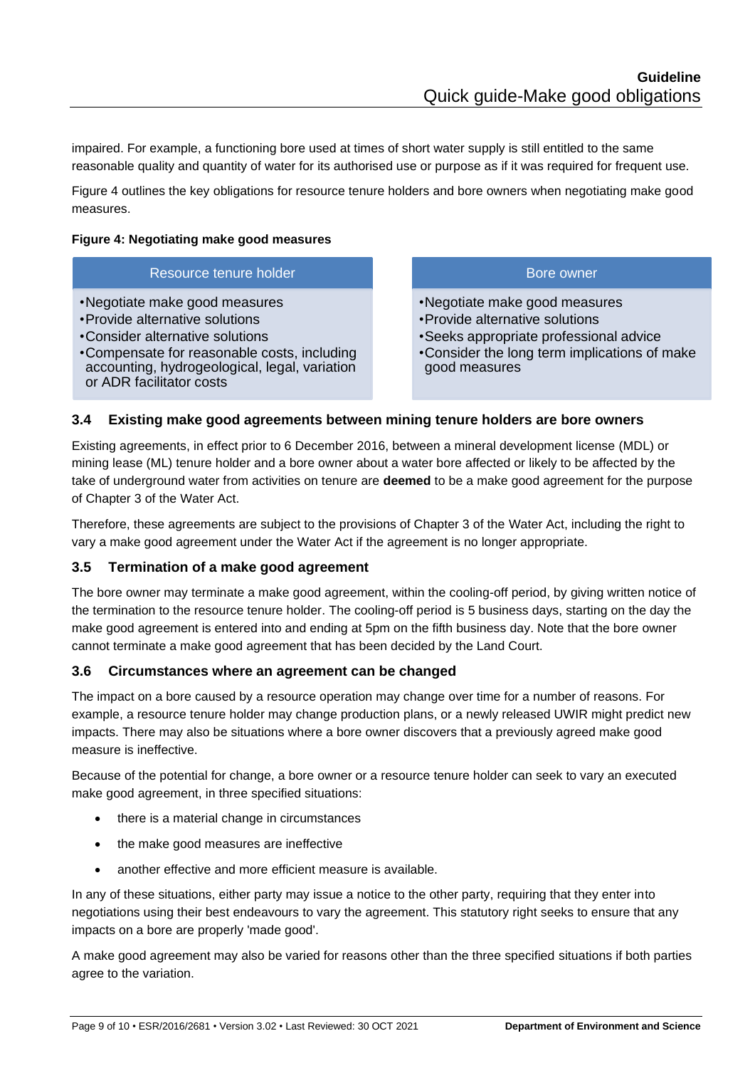impaired. For example, a functioning bore used at times of short water supply is still entitled to the same reasonable quality and quantity of water for its authorised use or purpose as if it was required for frequent use.

Figure 4 outlines the key obligations for resource tenure holders and bore owners when negotiating make good measures.

**Figure 4: Negotiating make good measures**

| Resource tenure holder | Bore owner |
| --- | --- |
| •Negotiate make good measures<br>•Provide alternative solutions<br>•Consider alternative solutions<br>•Compensate for reasonable costs, including accounting, hydrogeological, legal, variation or ADR facilitator costs | •Negotiate make good measures<br>•Provide alternative solutions<br>•Seeks appropriate professional advice<br>•Consider the long term implications of make good measures |

### 3.4 Existing make good agreements between mining tenure holders are bore owners

Existing agreements, in effect prior to 6 December 2016, between a mineral development license (MDL) or mining lease (ML) tenure holder and a bore owner about a water bore affected or likely to be affected by the take of underground water from activities on tenure are **deemed** to be a make good agreement for the purpose of Chapter 3 of the Water Act.

Therefore, these agreements are subject to the provisions of Chapter 3 of the Water Act, including the right to vary a make good agreement under the Water Act if the agreement is no longer appropriate.

### 3.5 Termination of a make good agreement

The bore owner may terminate a make good agreement, within the cooling-off period, by giving written notice of the termination to the resource tenure holder. The cooling-off period is 5 business days, starting on the day the make good agreement is entered into and ending at 5pm on the fifth business day. Note that the bore owner cannot terminate a make good agreement that has been decided by the Land Court.

### 3.6 Circumstances where an agreement can be changed

The impact on a bore caused by a resource operation may change over time for a number of reasons. For example, a resource tenure holder may change production plans, or a newly released UWIR might predict new impacts. There may also be situations where a bore owner discovers that a previously agreed make good measure is ineffective.

Because of the potential for change, a bore owner or a resource tenure holder can seek to vary an executed make good agreement, in three specified situations:

- there is a material change in circumstances
- the make good measures are ineffective
- another effective and more efficient measure is available.

In any of these situations, either party may issue a notice to the other party, requiring that they enter into negotiations using their best endeavours to vary the agreement. This statutory right seeks to ensure that any impacts on a bore are properly 'made good'.

A make good agreement may also be varied for reasons other than the three specified situations if both parties agree to the variation.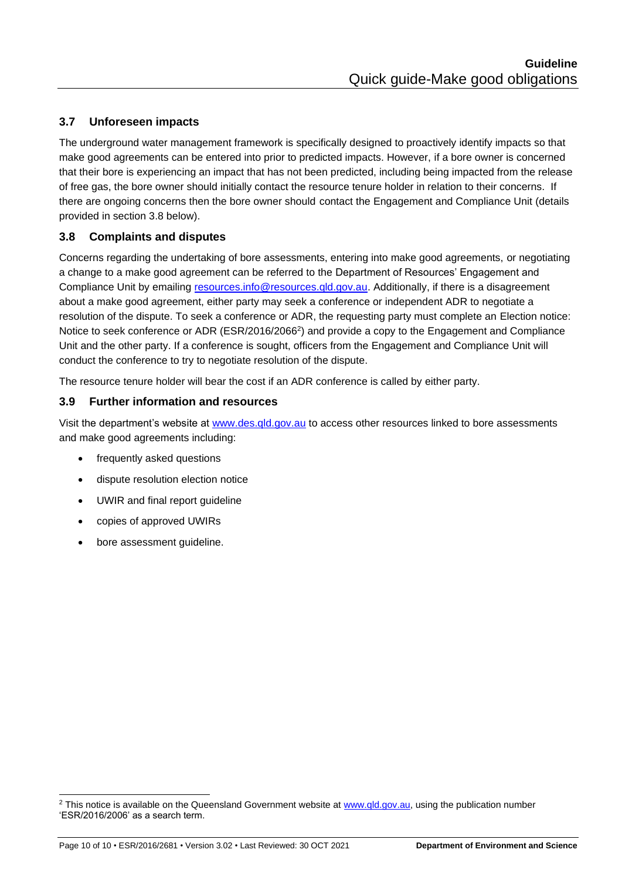### 3.7 Unforeseen impacts

The underground water management framework is specifically designed to proactively identify impacts so that make good agreements can be entered into prior to predicted impacts. However, if a bore owner is concerned that their bore is experiencing an impact that has not been predicted, including being impacted from the release of free gas, the bore owner should initially contact the resource tenure holder in relation to their concerns. If there are ongoing concerns then the bore owner should contact the Engagement and Compliance Unit (details provided in section 3.8 below).

### 3.8 Complaints and disputes

Concerns regarding the undertaking of bore assessments, entering into make good agreements, or negotiating a change to a make good agreement can be referred to the Department of Resources' Engagement and Compliance Unit by emailing resources.info@resources.qld.gov.au. Additionally, if there is a disagreement about a make good agreement, either party may seek a conference or independent ADR to negotiate a resolution of the dispute. To seek a conference or ADR, the requesting party must complete an Election notice: Notice to seek conference or ADR (ESR/2016/2066[2]) and provide a copy to the Engagement and Compliance Unit and the other party. If a conference is sought, officers from the Engagement and Compliance Unit will conduct the conference to try to negotiate resolution of the dispute.

The resource tenure holder will bear the cost if an ADR conference is called by either party.

### 3.9 Further information and resources

Visit the department's website at www.des.qld.gov.au to access other resources linked to bore assessments and make good agreements including:

- frequently asked questions
- dispute resolution election notice
- UWIR and final report guideline
- copies of approved UWIRs
- bore assessment guideline.

[2] This notice is available on the Queensland Government website at www.qld.gov.au, using the publication number 'ESR/2016/2006' as a search term.